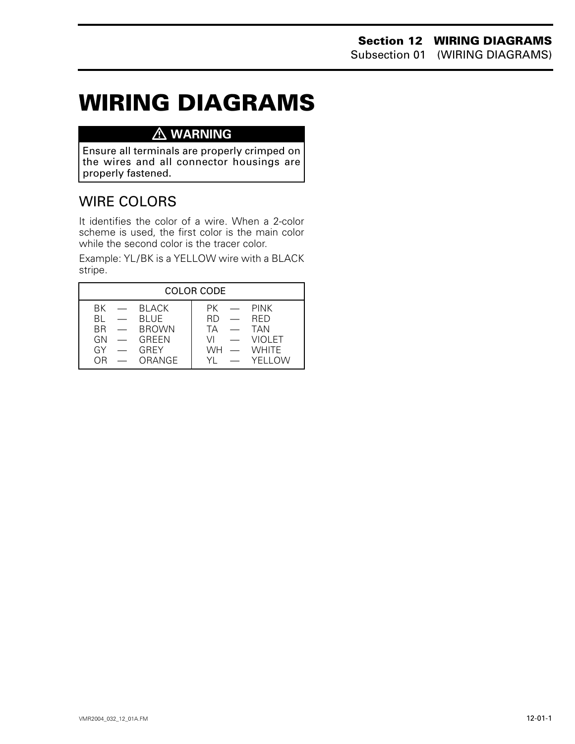# WIRING DIAGRAMS

> ⚠ **WARNING**
>
> Ensure all terminals are properly crimped on the wires and all connector housings are properly fastened.

## WIRE COLORS

It identifies the color of a wire. When a 2-color scheme is used, the first color is the main color while the second color is the tracer color.

Example: YL/BK is a YELLOW wire with a BLACK stripe.

| COLOR CODE | |
|---|---|
| BK — BLACK | PK — PINK |
| BL — BLUE | RD — RED |
| BR — BROWN | TA — TAN |
| GN — GREEN | VI — VIOLET |
| GY — GREY | WH — WHITE |
| OR — ORANGE | YL — YELLOW |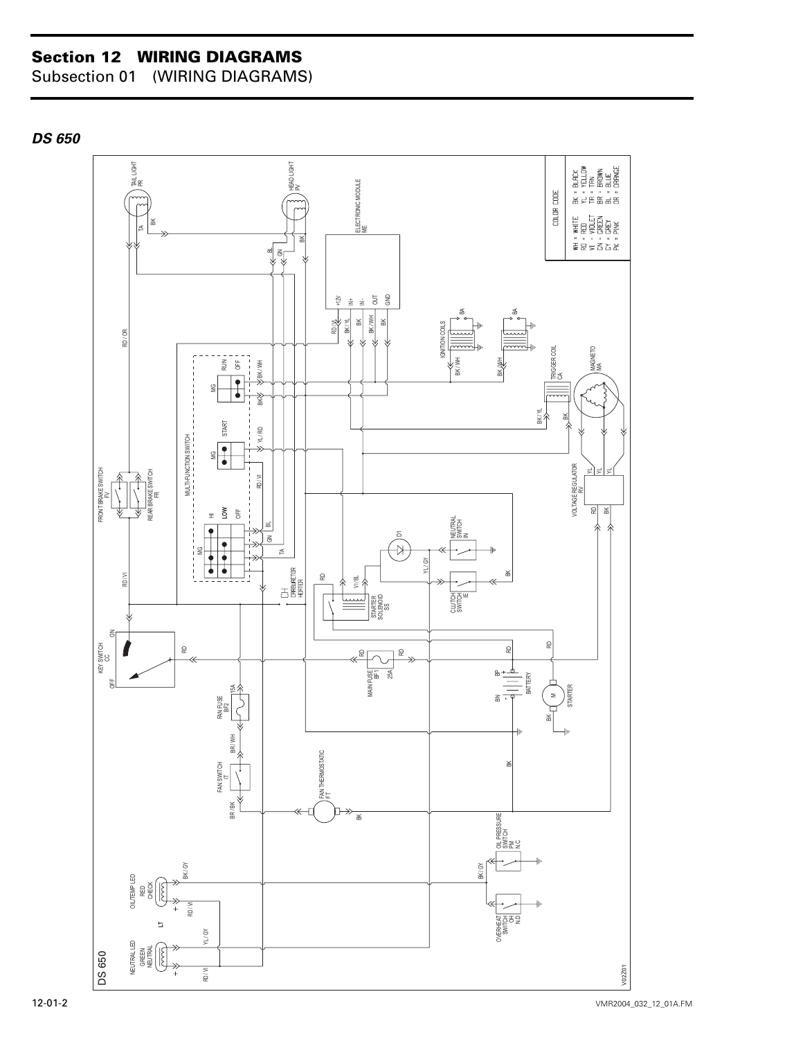## *DS 650*

**COLOR CODE**

| | |
|---|---|
| WH = WHITE | BK = BLACK |
| RD = RED | YL = YELLOW |
| VI = VIOLET | TA = TAN |
| GN = GREEN | BR = BROWN |
| GY = GREY | BL = BLUE |
| PK = PINK | OR = ORANGE |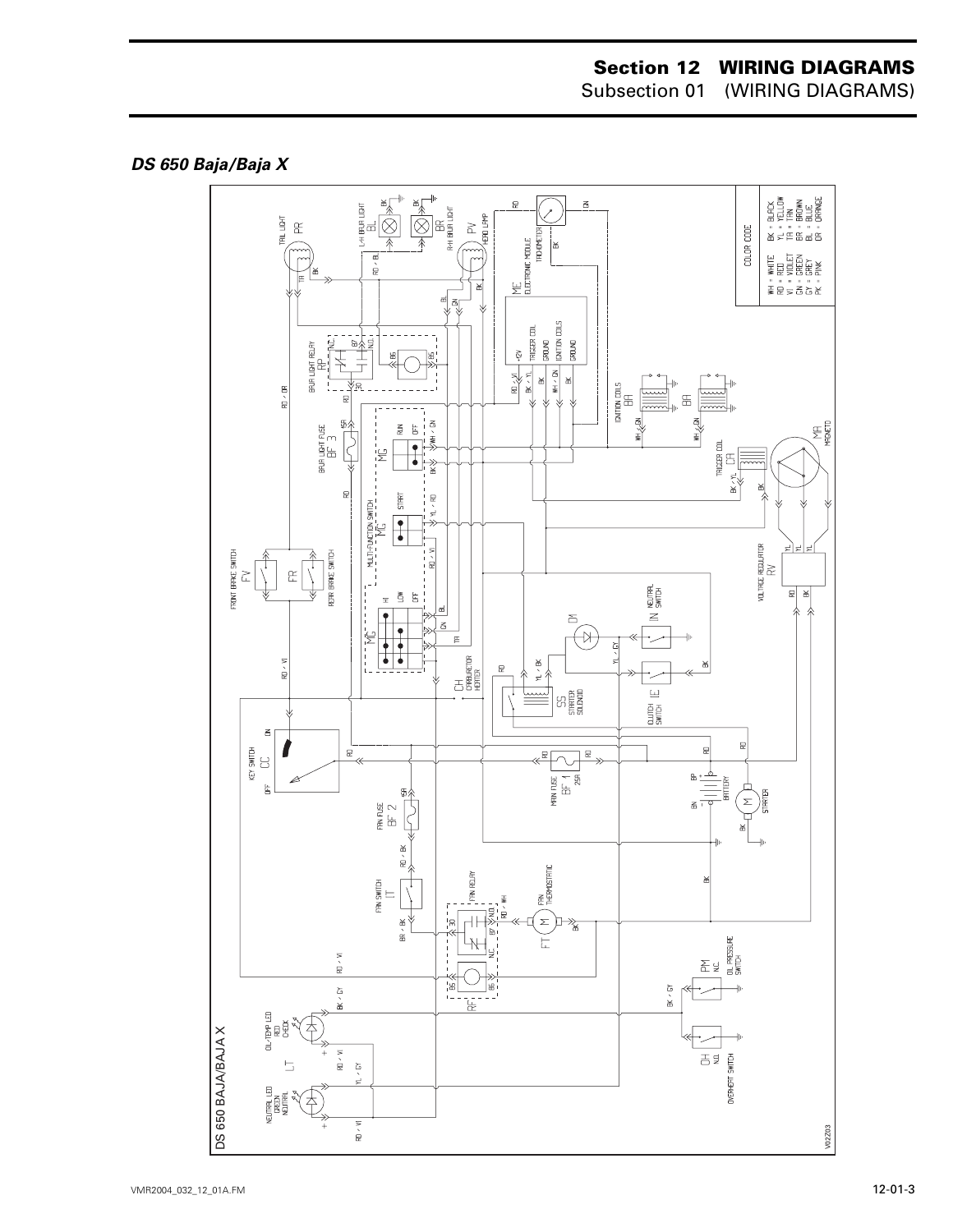## *DS 650 Baja/Baja X*

DS 650 BAJA/BAJA X

COLOR CODE

WH = WHITE
RD = RED
VI = VIOLET
GN = GREEN
GY = GREY
PK = PINK
BK = BLACK
YL = YELLOW
TA = TAN
BR = BROWN
BL = BLUE
OR = ORANGE

TAIL LIGHT PR
L-H BAJA LIGHT BL
R-H BAJA LIGHT BR
HEAD LAMP PV
TACHOMETER
ELECTRONIC MODULE MC
+12V
TRIGGER COIL
GROUND
IGNITION COILS
GROUND
IGNITION COILS BA
BA
MAGNETO MA
TRIGGER COIL CA
VOLTAGE REGULATOR RV
BAJA LIGHT RELAY RP
N.C.
N.O.
30
87
86
85
BAJA LIGHT FUSE BF 3
15A
MULTI-FUNCTION SWITCH MG
RUN
OFF
START
HI
LOW
OFF
FRONT BRAKE SWITCH FV
REAR BRAKE SWITCH FR
D1
NEUTRAL SWITCH IN
CARBURETOR HEATER CH
STARTER SOLENOID SS
CLUTCH SWITCH IE
KEY SWITCH CC
OFF
ON
MAIN FUSE BF 1
25A
BATTERY BP
STARTER
FAN FUSE BF 2
15A
FAN SWITCH IT
FAN RELAY RF
FAN THERMOSTATIC FT
OIL PRESSURE SWITCH PM
N.C.
OVERHEAT SWITCH OH
N.O.
OIL/TEMP LED RED CHECK
NEUTRAL LED GREEN NEUTRAL
LT

RD / OR
RD / BL
RD / VI
BK / YL
WH / GN
YL / RD
YL / GY
YL / BK
BR / BK
RD / BK
RD / WH
BK / GY

V02Z03